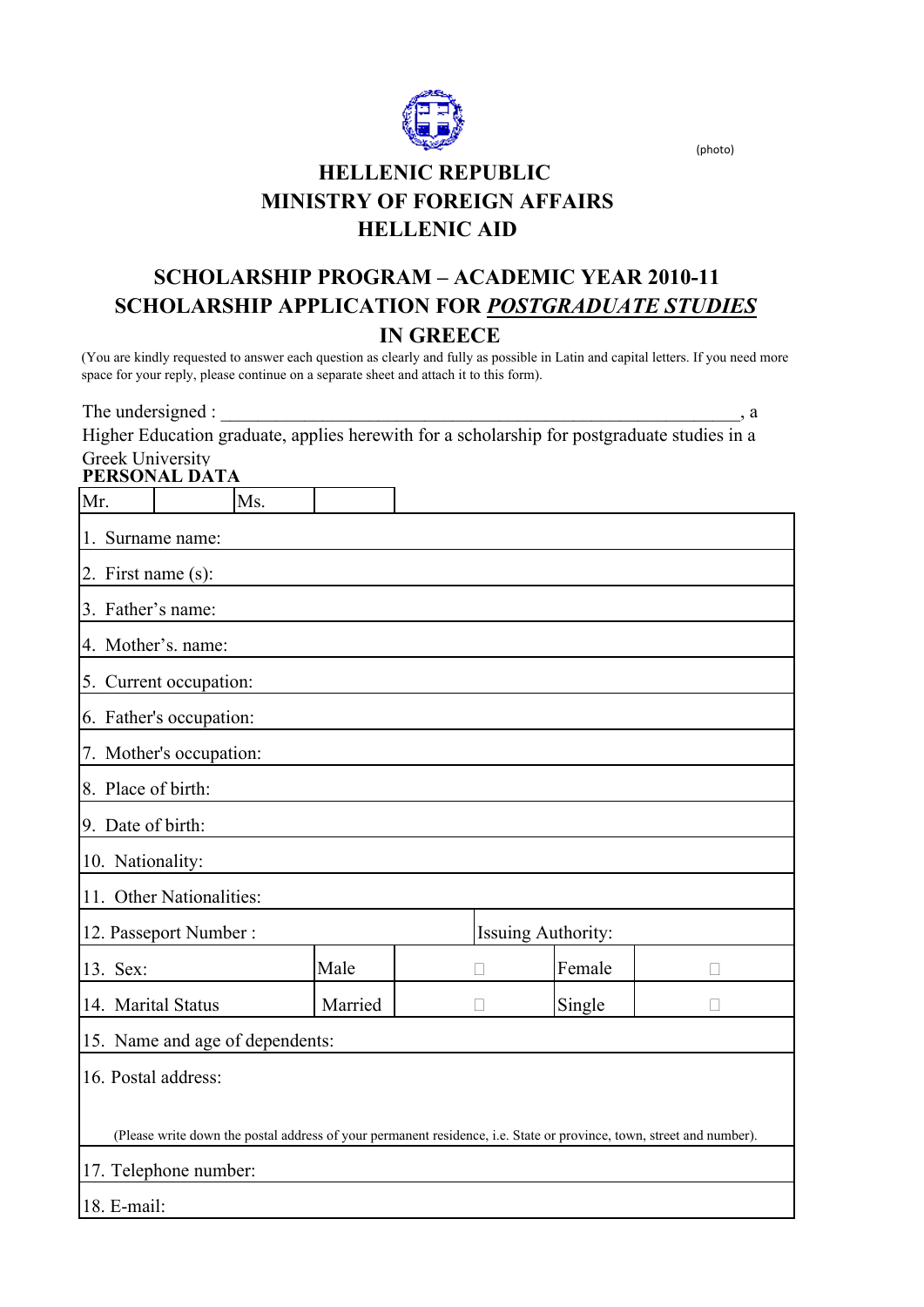(photo)

# HELLENIC REPUBLIC
# MINISTRY OF FOREIGN AFFAIRS
# HELLENIC AID

## SCHOLARSHIP PROGRAM – ACADEMIC YEAR 2010-11
## SCHOLARSHIP APPLICATION FOR *POSTGRADUATE STUDIES* IN GREECE

(You are kindly requested to answer each question as clearly and fully as possible in Latin and capital letters. If you need more space for your reply, please continue on a separate sheet and attach it to this form).

The undersigned : ____________________________________________________________, a Higher Education graduate, applies herewith for a scholarship for postgraduate studies in a Greek University

**PERSONAL DATA**

| Mr. | | Ms. | |
|---|---|---|---|

| | | | | |
|---|---|---|---|---|
| 1. Surname name: | | | | |
| 2. First name (s): | | | | |
| 3. Father's name: | | | | |
| 4. Mother's. name: | | | | |
| 5. Current occupation: | | | | |
| 6. Father's occupation: | | | | |
| 7. Mother's occupation: | | | | |
| 8. Place of birth: | | | | |
| 9. Date of birth: | | | | |
| 10. Nationality: | | | | |
| 11. Other Nationalities: | | | | |
| 12. Passeport Number : | | Issuing Authority: | | |
| 13. Sex: | Male | ☐ | Female | ☐ |
| 14. Marital Status | Married | ☐ | Single | ☐ |
| 15. Name and age of dependents: | | | | |
| 16. Postal address: (Please write down the postal address of your permanent residence, i.e. State or province, town, street and number). | | | | |
| 17. Telephone number: | | | | |
| 18. E-mail: | | | | |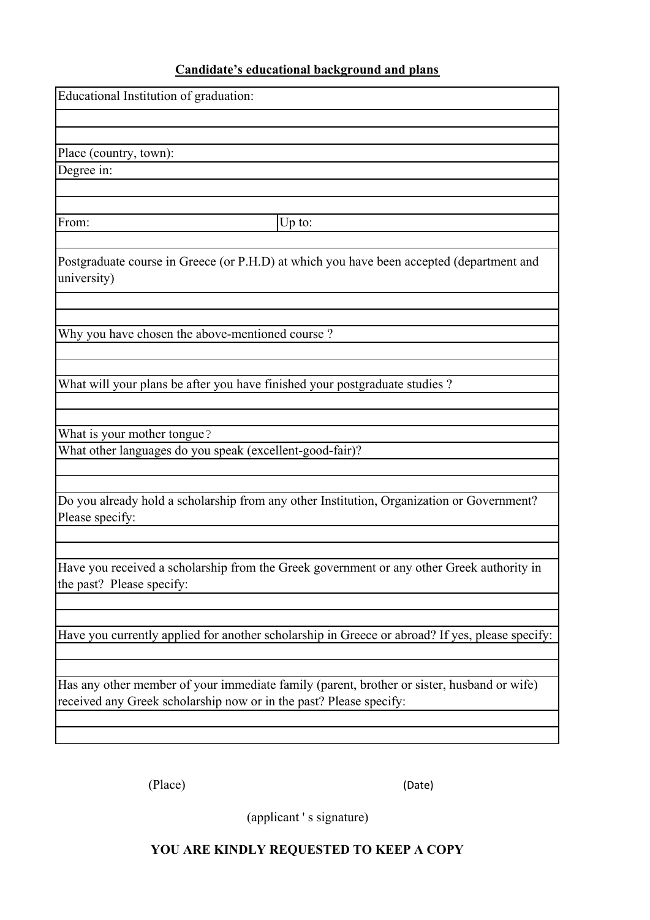**Candidate's educational background and plans**

| | |
|---|---|
| Educational Institution of graduation: | |
| | |
| | |
| Place (country, town): | |
| Degree in: | |
| | |
| | |
| From: | Up to: |
| | |
| Postgraduate course in Greece (or P.H.D) at which you have been accepted (department and university) | |
| | |
| | |
| Why you have chosen the above-mentioned course ? | |
| | |
| | |
| What will your plans be after you have finished your postgraduate studies ? | |
| | |
| | |
| What is your mother tongue? | |
| What other languages do you speak (excellent-good-fair)? | |
| | |
| | |
| Do you already hold a scholarship from any other Institution, Organization or Government? Please specify: | |
| | |
| | |
| Have you received a scholarship from the Greek government or any other Greek authority in the past? Please specify: | |
| | |
| | |
| Have you currently applied for another scholarship in Greece or abroad? If yes, please specify: | |
| | |
| | |
| Has any other member of your immediate family (parent, brother or sister, husband or wife) received any Greek scholarship now or in the past? Please specify: | |
| | |
| | |

(Place) (Date)

(applicant ' s signature)

**YOU ARE KINDLY REQUESTED TO KEEP A COPY**